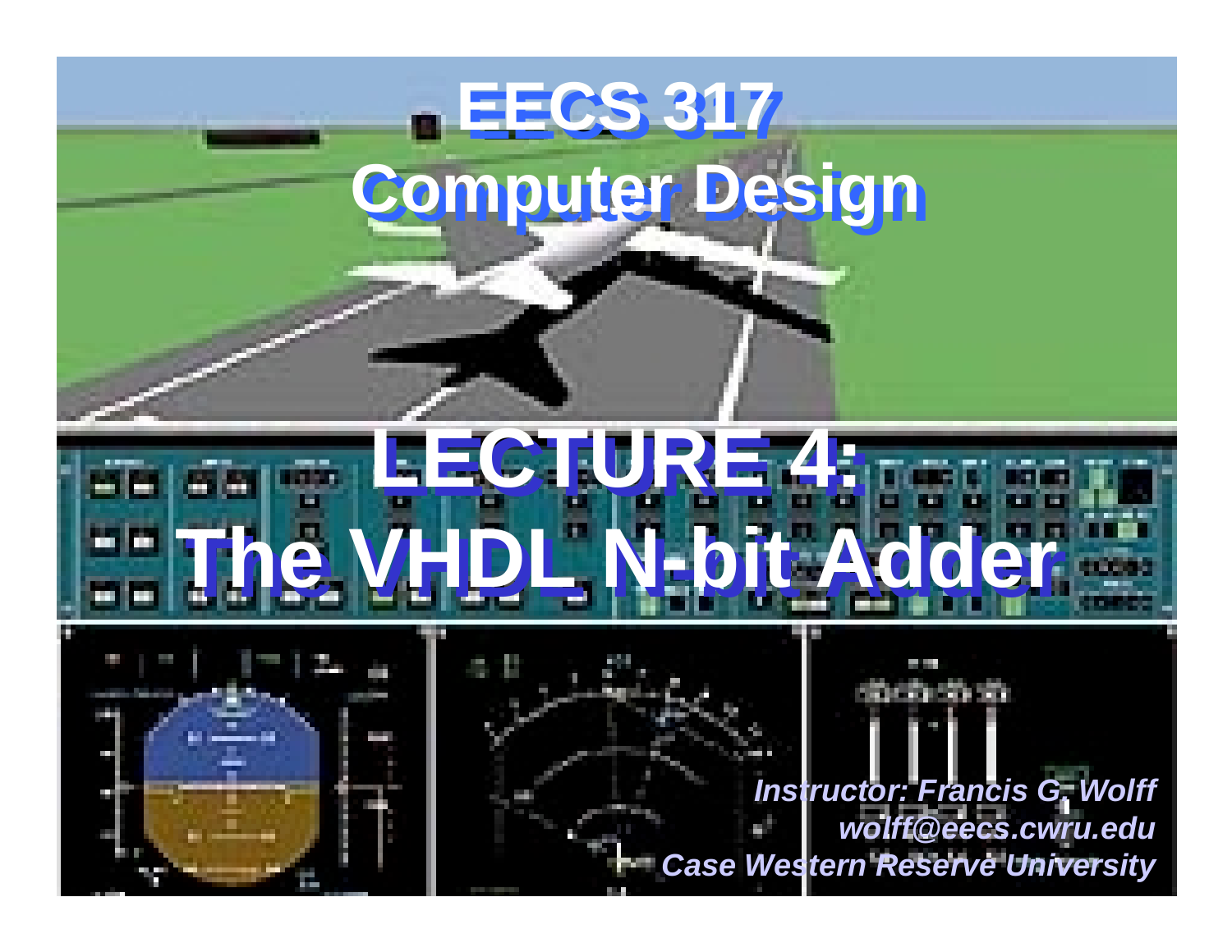# EECS 317
# Computer Design

# LECTURE 4:
# The VHDL N-bit Adder

*Instructor: Francis G. Wolff*
*wolff@eecs.cwru.edu*
*Case Western Reserve University*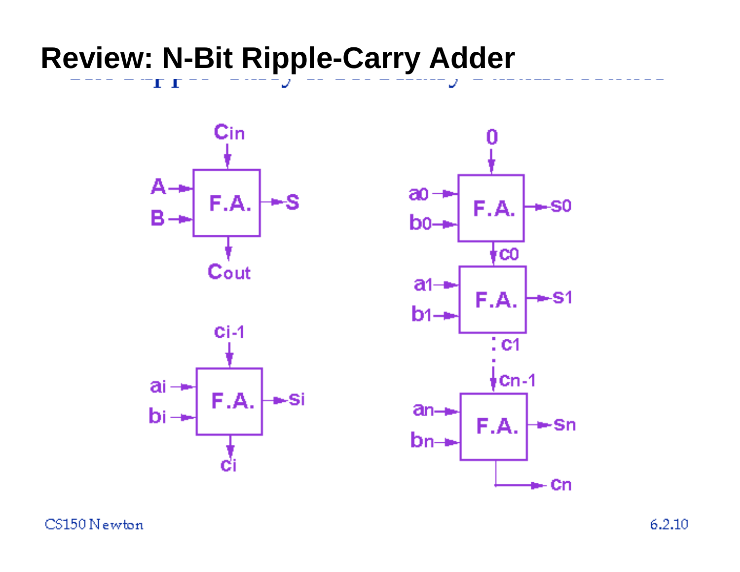# Review: N-Bit Ripple-Carry Adder

F.A.: inputs A, B, Cin; outputs S, Cout

F.A.: inputs ai, bi, ci-1; outputs si, ci

N-bit chain:

- F.A.: inputs a0, b0, 0; outputs s0, c0
- F.A.: inputs a1, b1, c0; outputs s1, c1
- ⋮
- F.A.: inputs an, bn, cn-1; outputs sn, cn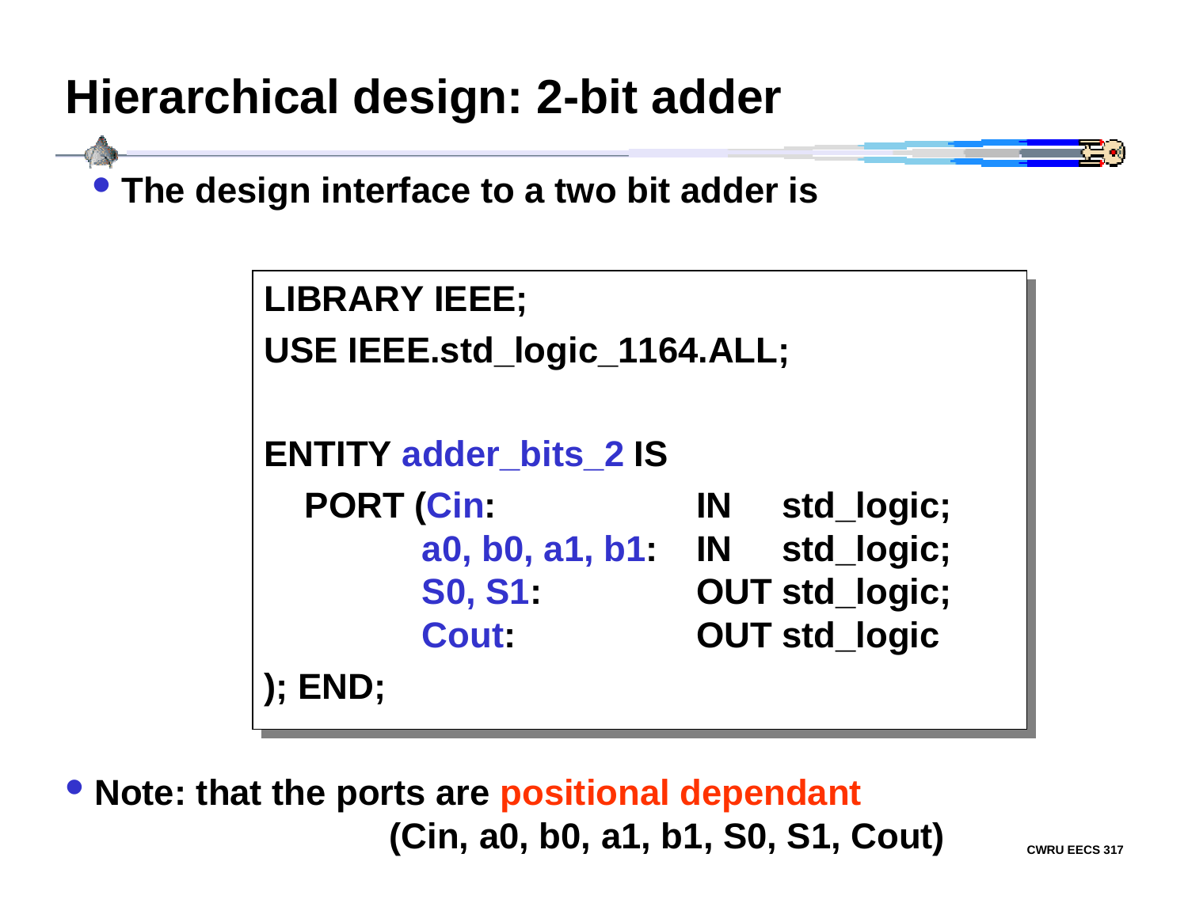# Hierarchical design: 2-bit adder

- The design interface to a two bit adder is

```
LIBRARY IEEE;
USE IEEE.std_logic_1164.ALL;

ENTITY adder_bits_2 IS
   PORT (Cin:                IN    std_logic;
         a0, b0, a1, b1:     IN    std_logic;
         S0, S1:             OUT std_logic;
         Cout:               OUT std_logic
); END;
```

- Note: that the ports are positional dependant (Cin, a0, b0, a1, b1, S0, S1, Cout)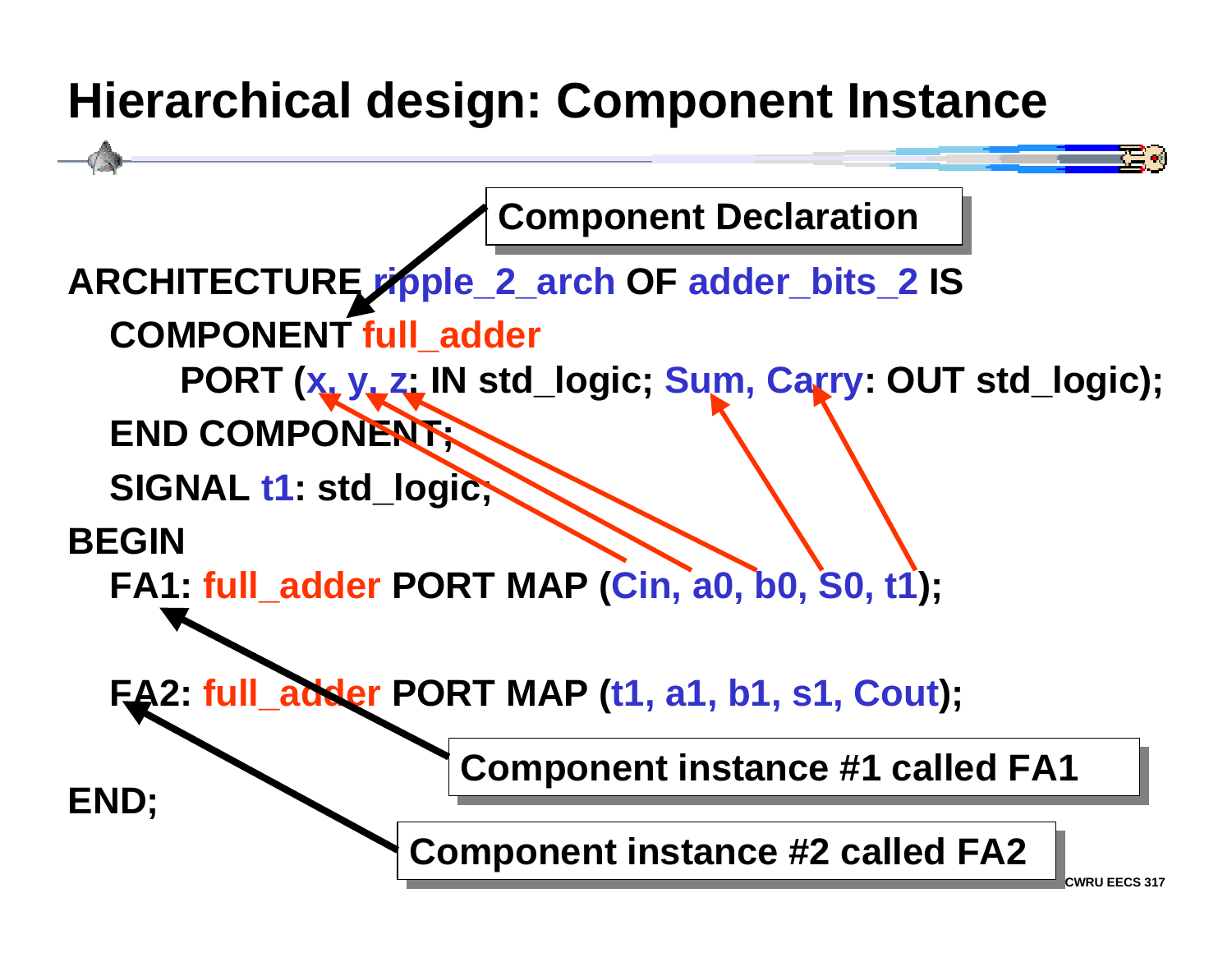# Hierarchical design: Component Instance

**Component Declaration**

```
ARCHITECTURE ripple_2_arch OF adder_bits_2 IS
  COMPONENT full_adder
     PORT (x, y, z: IN std_logic; Sum, Carry: OUT std_logic);
  END COMPONENT;
  SIGNAL t1: std_logic;
BEGIN
  FA1: full_adder PORT MAP (Cin, a0, b0, S0, t1);

  FA2: full_adder PORT MAP (t1, a1, b1, s1, Cout);

END;
```

**Component instance #1 called FA1**

**Component instance #2 called FA2**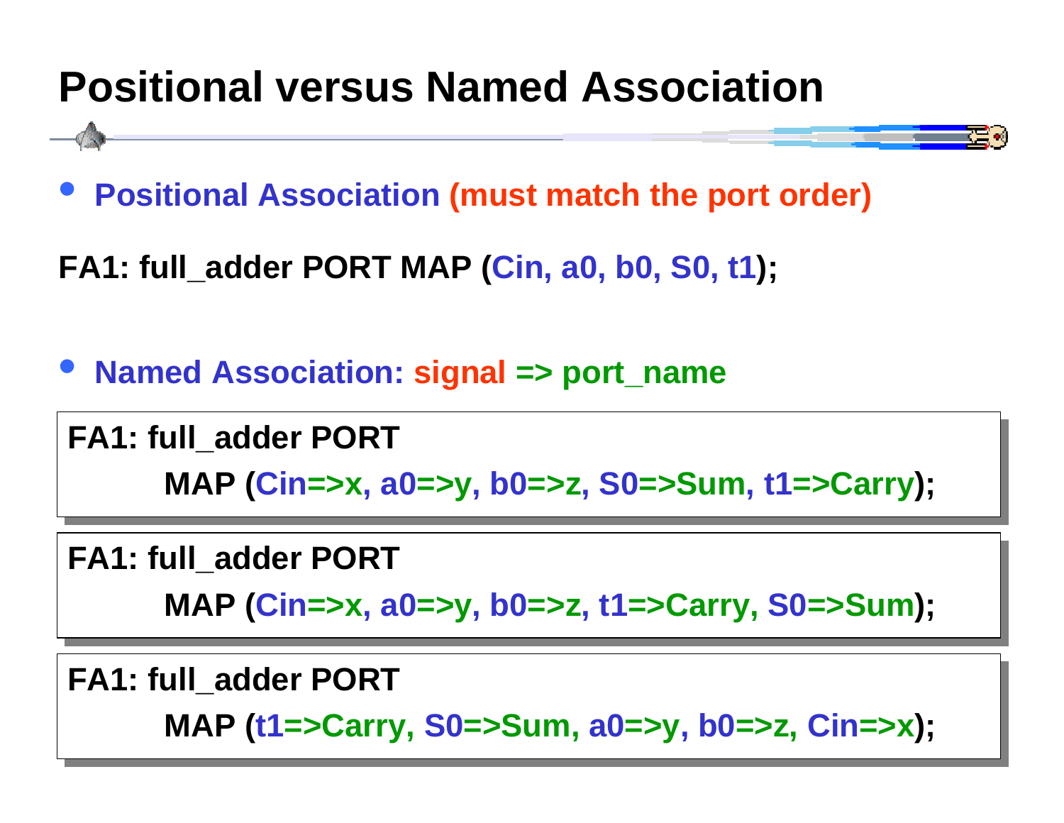# Positional versus Named Association

- **Positional Association (must match the port order)**

**FA1: full_adder PORT MAP (Cin, a0, b0, S0, t1);**

- **Named Association: signal => port_name**

```
FA1: full_adder PORT
        MAP (Cin=>x, a0=>y, b0=>z, S0=>Sum, t1=>Carry);
```

```
FA1: full_adder PORT
        MAP (Cin=>x, a0=>y, b0=>z, t1=>Carry, S0=>Sum);
```

```
FA1: full_adder PORT
        MAP (t1=>Carry, S0=>Sum, a0=>y, b0=>z, Cin=>x);
```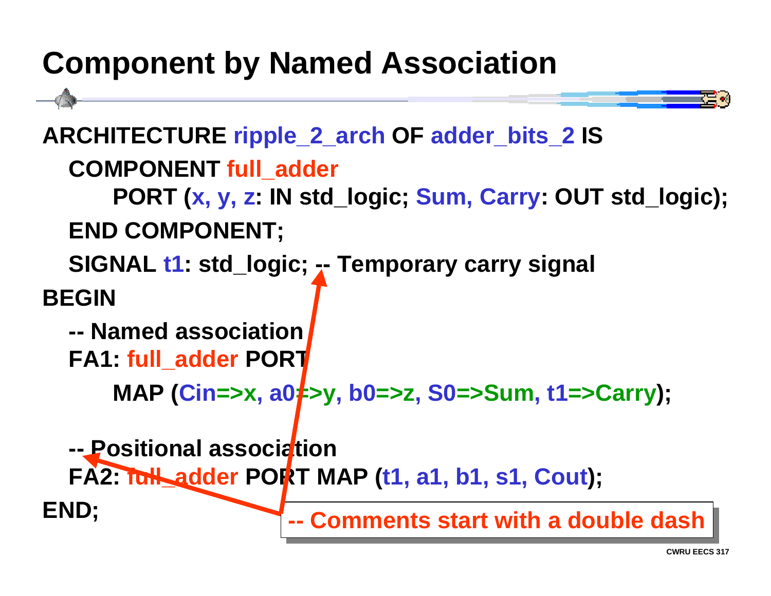# Component by Named Association

```
ARCHITECTURE ripple_2_arch OF adder_bits_2 IS
  COMPONENT full_adder
      PORT (x, y, z: IN std_logic; Sum, Carry: OUT std_logic);
  END COMPONENT;
  SIGNAL t1: std_logic; -- Temporary carry signal
BEGIN
  -- Named association
  FA1: full_adder PORT
      MAP (Cin=>x, a0=>y, b0=>z, S0=>Sum, t1=>Carry);

  -- Positional association
  FA2: full_adder PORT MAP (t1, a1, b1, s1, Cout);
END;
```

-- Comments start with a double dash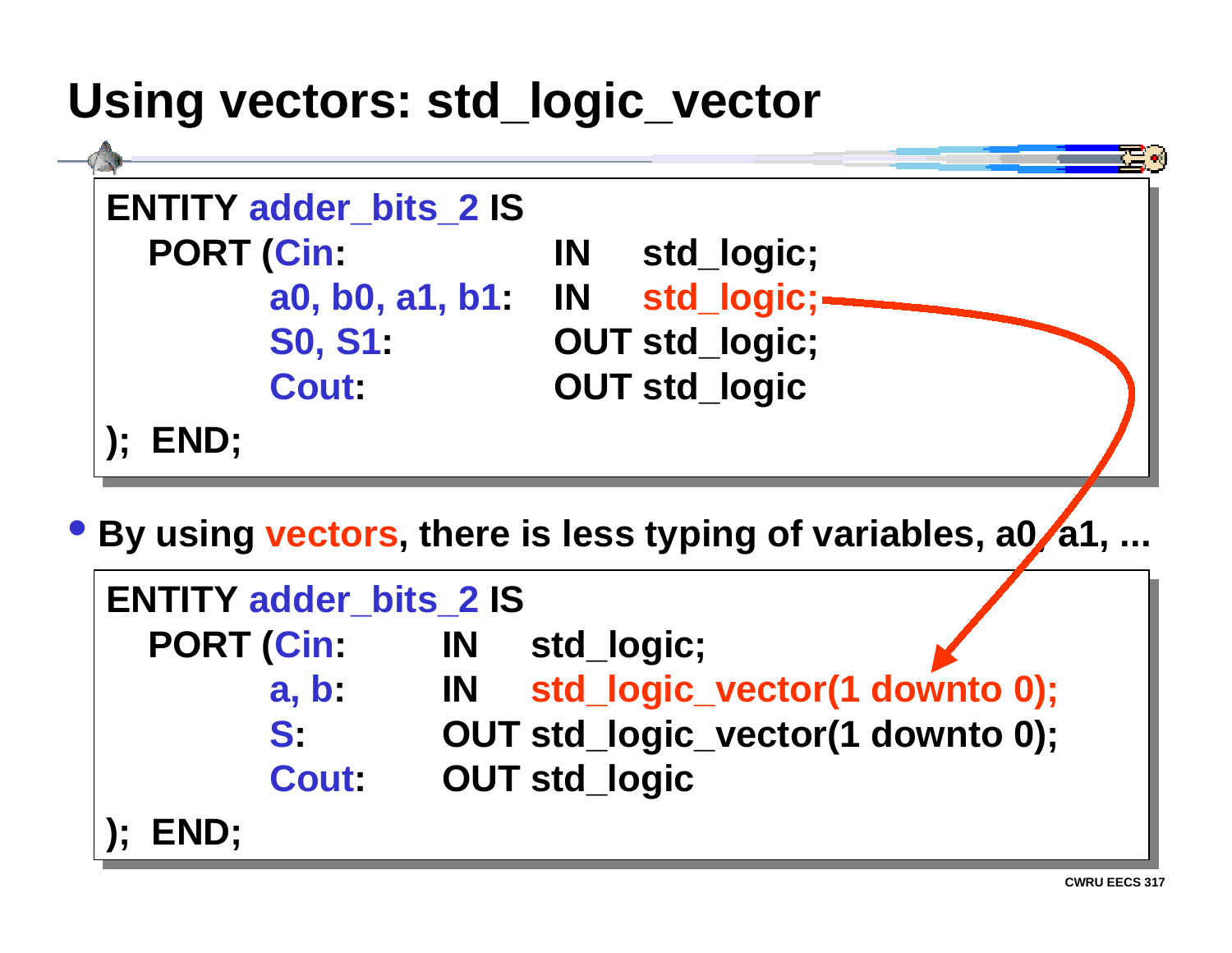# Using vectors: std_logic_vector

```
ENTITY adder_bits_2 IS
   PORT (Cin:              IN    std_logic;
         a0, b0, a1, b1:   IN    std_logic;
         S0, S1:           OUT   std_logic;
         Cout:             OUT   std_logic
); END;
```

- By using **vectors**, there is less typing of variables, a0, a1, ...

```
ENTITY adder_bits_2 IS
   PORT (Cin:    IN    std_logic;
         a, b:   IN    std_logic_vector(1 downto 0);
         S:      OUT   std_logic_vector(1 downto 0);
         Cout:   OUT   std_logic
); END;
```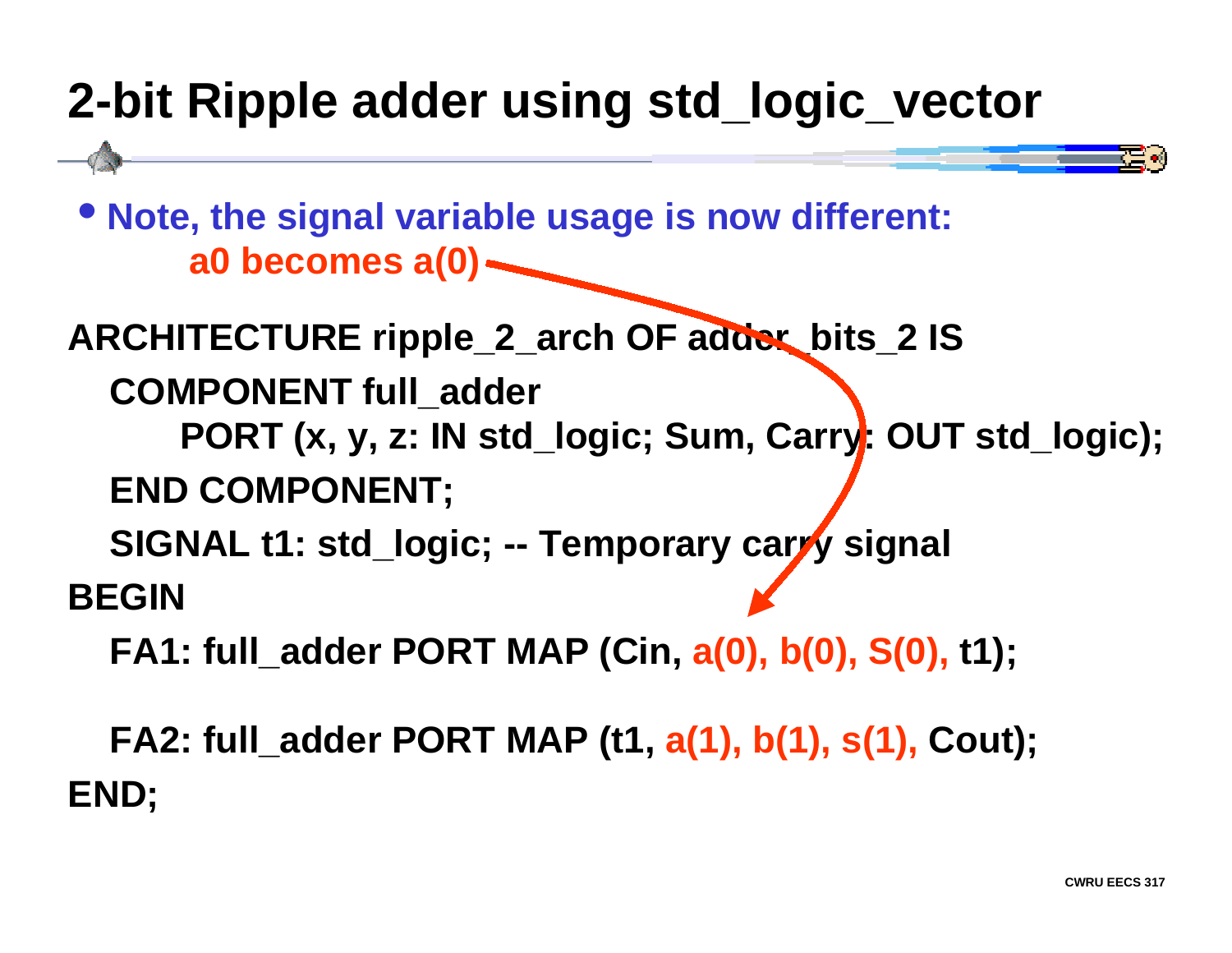# 2-bit Ripple adder using std_logic_vector

- **Note, the signal variable usage is now different:**
  **a0 becomes a(0)**

```
ARCHITECTURE ripple_2_arch OF adder_bits_2 IS
  COMPONENT full_adder
      PORT (x, y, z: IN std_logic; Sum, Carry: OUT std_logic);
  END COMPONENT;
  SIGNAL t1: std_logic; -- Temporary carry signal
BEGIN
  FA1: full_adder PORT MAP (Cin, a(0), b(0), S(0), t1);

  FA2: full_adder PORT MAP (t1, a(1), b(1), s(1), Cout);
END;
```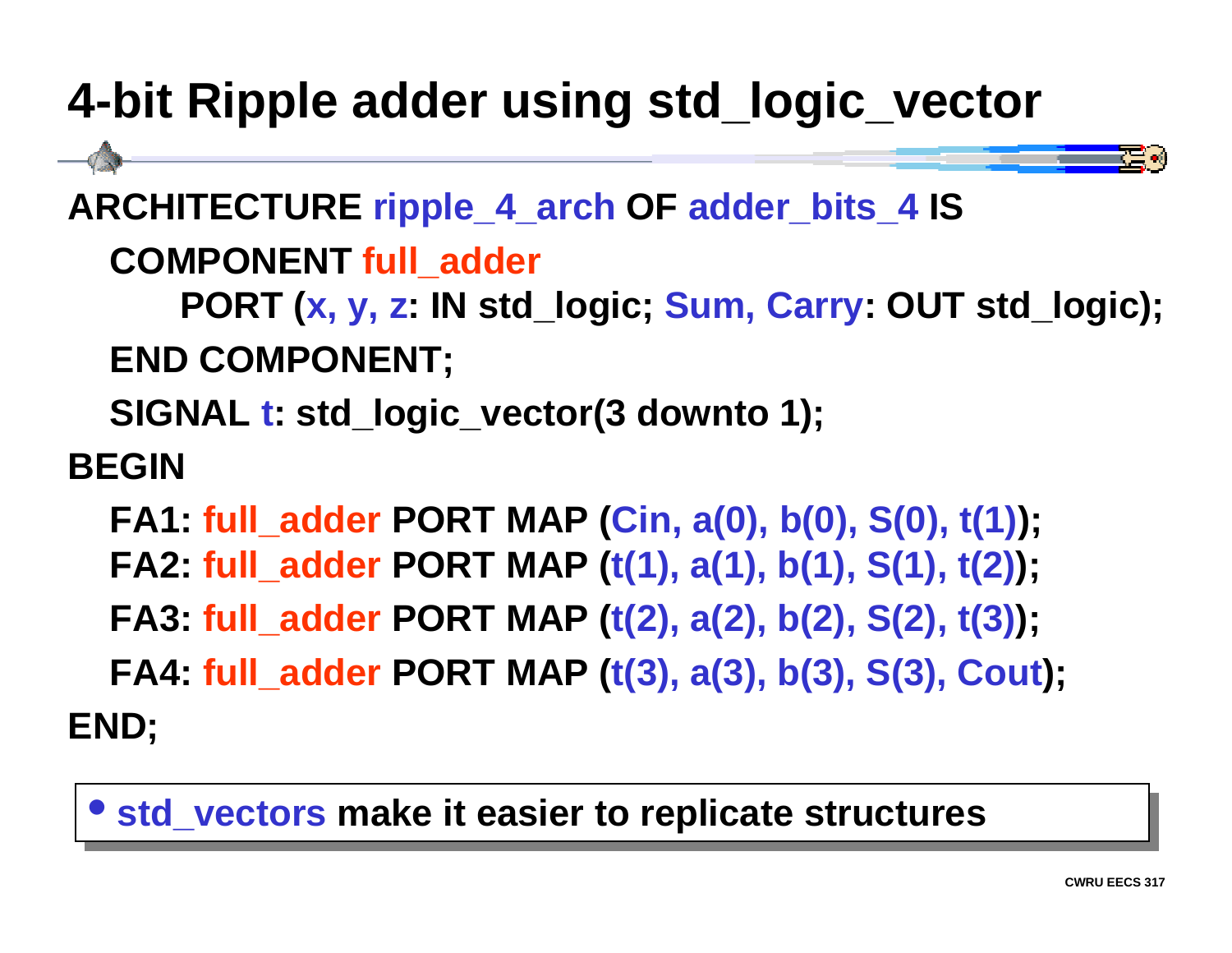# 4-bit Ripple adder using std_logic_vector

```
ARCHITECTURE ripple_4_arch OF adder_bits_4 IS
   COMPONENT full_adder
       PORT (x, y, z: IN std_logic; Sum, Carry: OUT std_logic);
   END COMPONENT;
   SIGNAL t: std_logic_vector(3 downto 1);
BEGIN
   FA1: full_adder PORT MAP (Cin, a(0), b(0), S(0), t(1));
   FA2: full_adder PORT MAP (t(1), a(1), b(1), S(1), t(2));
   FA3: full_adder PORT MAP (t(2), a(2), b(2), S(2), t(3));
   FA4: full_adder PORT MAP (t(3), a(3), b(3), S(3), Cout);
END;
```

- **std_vectors make it easier to replicate structures**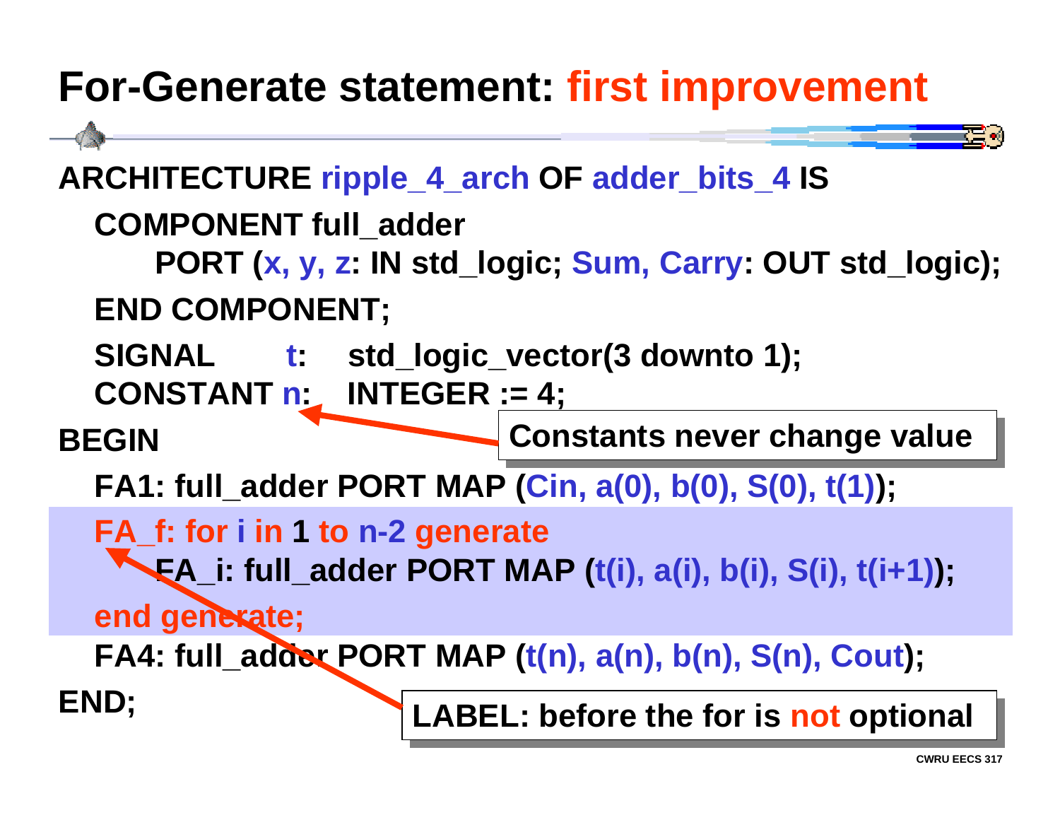# For-Generate statement: first improvement

```
ARCHITECTURE ripple_4_arch OF adder_bits_4 IS
  COMPONENT full_adder
      PORT (x, y, z: IN std_logic; Sum, Carry: OUT std_logic);
  END COMPONENT;
  SIGNAL      t:   std_logic_vector(3 downto 1);
  CONSTANT n:   INTEGER := 4;
BEGIN
  FA1: full_adder PORT MAP (Cin, a(0), b(0), S(0), t(1));
  FA_f: for i in 1 to n-2 generate
      FA_i: full_adder PORT MAP (t(i), a(i), b(i), S(i), t(i+1));
  end generate;
  FA4: full_adder PORT MAP (t(n), a(n), b(n), S(n), Cout);
END;
```

Constants never change value

LABEL: before the for is not optional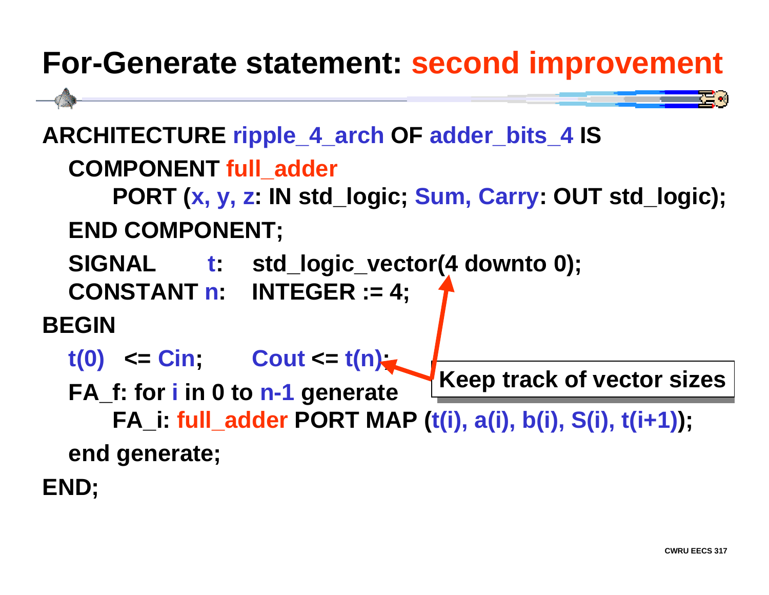# For-Generate statement: second improvement

```
ARCHITECTURE ripple_4_arch OF adder_bits_4 IS
  COMPONENT full_adder
      PORT (x, y, z: IN std_logic; Sum, Carry: OUT std_logic);
  END COMPONENT;
  SIGNAL      t:    std_logic_vector(4 downto 0);
  CONSTANT n:    INTEGER := 4;
BEGIN
  t(0)   <= Cin;        Cout <= t(n);
  FA_f: for i in 0 to n-1 generate
      FA_i: full_adder PORT MAP (t(i), a(i), b(i), S(i), t(i+1));
  end generate;
END;
```

Keep track of vector sizes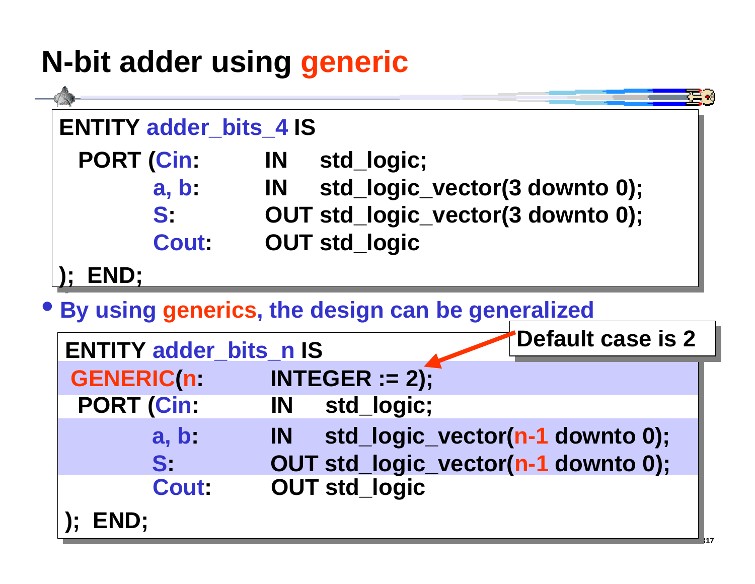# N-bit adder using generic

```
ENTITY adder_bits_4 IS
  PORT (Cin:      IN   std_logic;
        a, b:     IN   std_logic_vector(3 downto 0);
        S:        OUT  std_logic_vector(3 downto 0);
        Cout:     OUT  std_logic
); END;
```

- By using generics, the design can be generalized

```
ENTITY adder_bits_n IS
GENERIC(n:        INTEGER := 2);
  PORT (Cin:      IN   std_logic;
        a, b:     IN   std_logic_vector(n-1 downto 0);
        S:        OUT  std_logic_vector(n-1 downto 0);
        Cout:     OUT  std_logic
); END;
```

Default case is 2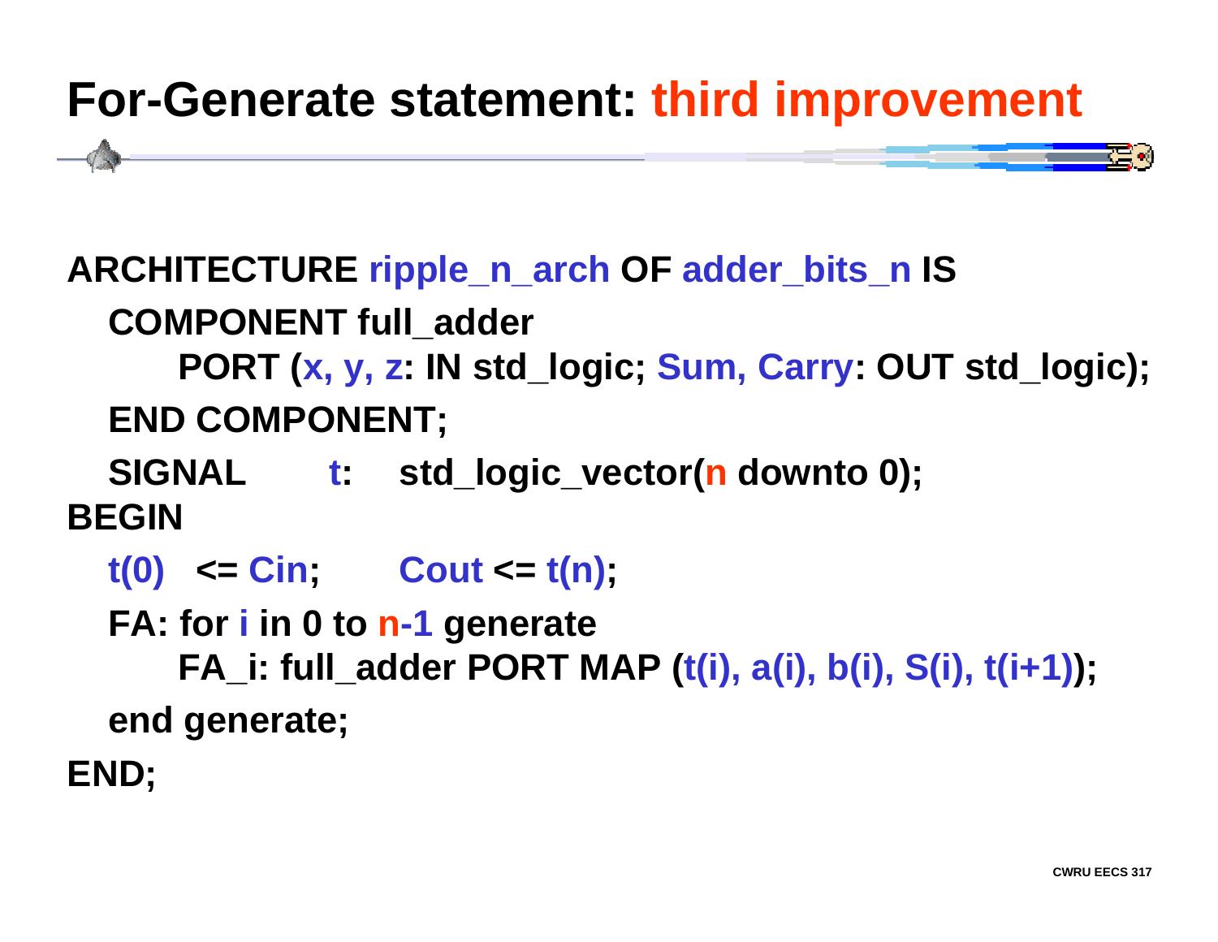# For-Generate statement: third improvement

```
ARCHITECTURE ripple_n_arch OF adder_bits_n IS
  COMPONENT full_adder
      PORT (x, y, z: IN std_logic; Sum, Carry: OUT std_logic);
  END COMPONENT;
  SIGNAL      t:    std_logic_vector(n downto 0);
BEGIN
  t(0)  <= Cin;       Cout <= t(n);
  FA: for i in 0 to n-1 generate
      FA_i: full_adder PORT MAP (t(i), a(i), b(i), S(i), t(i+1));
  end generate;
END;
```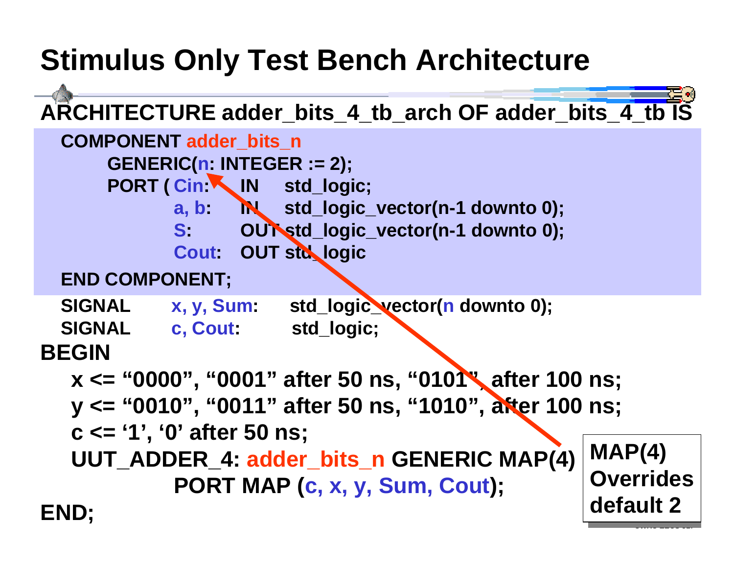# Stimulus Only Test Bench Architecture

```
ARCHITECTURE adder_bits_4_tb_arch OF adder_bits_4_tb IS
  COMPONENT adder_bits_n
      GENERIC(n: INTEGER := 2);
      PORT ( Cin:    IN    std_logic;
             a, b:   IN    std_logic_vector(n-1 downto 0);
             S:      OUT   std_logic_vector(n-1 downto 0);
             Cout:   OUT   std_logic
  END COMPONENT;
  SIGNAL     x, y, Sum:    std_logic_vector(n downto 0);
  SIGNAL     c, Cout:      std_logic;
BEGIN
   x <= "0000", "0001" after 50 ns, "0101", after 100 ns;
   y <= "0010", "0011" after 50 ns, "1010", after 100 ns;
   c <= '1', '0' after 50 ns;
   UUT_ADDER_4: adder_bits_n GENERIC MAP(4)
            PORT MAP (c, x, y, Sum, Cout);
END;
```

MAP(4) Overrides default 2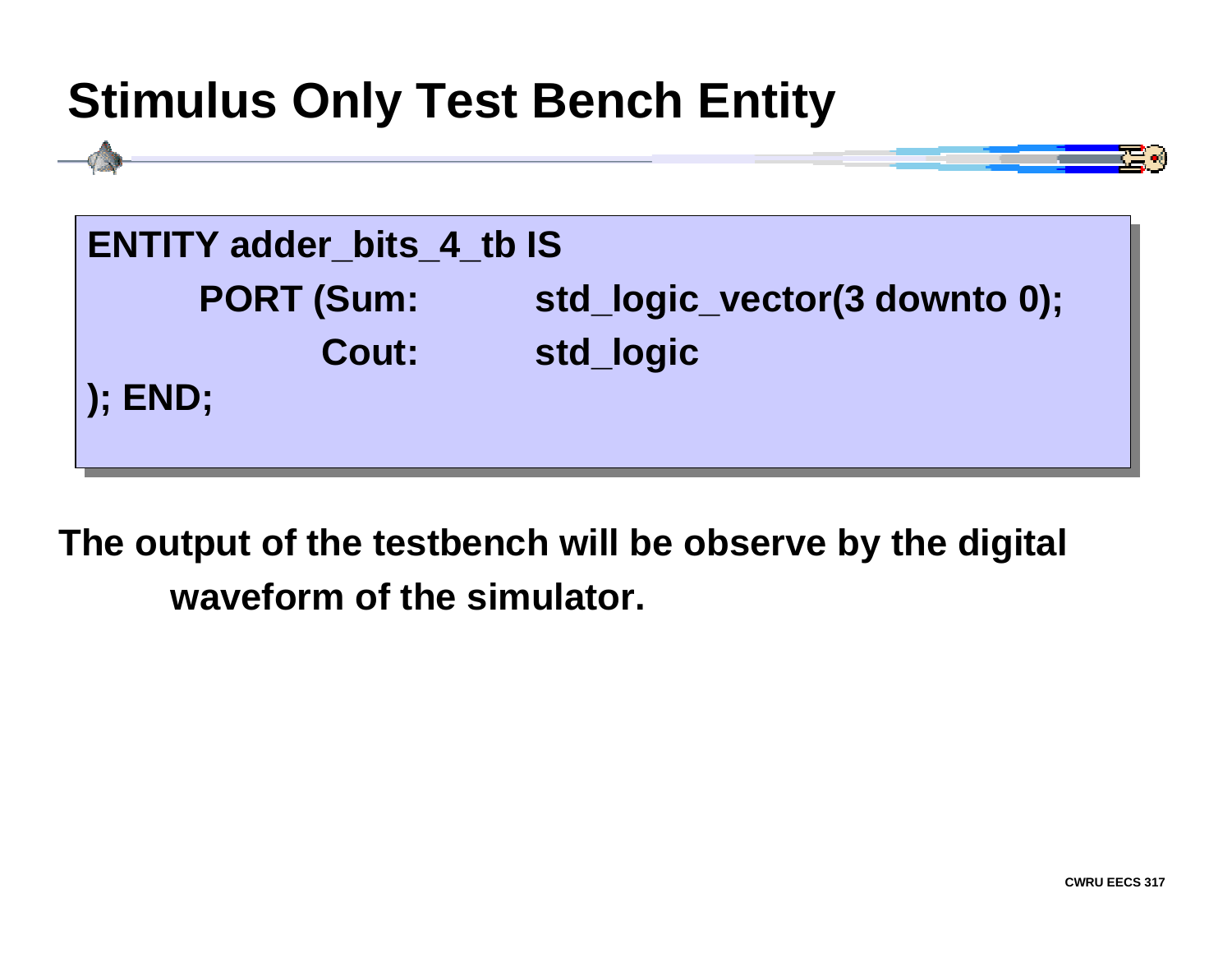# Stimulus Only Test Bench Entity

```
ENTITY adder_bits_4_tb IS
      PORT (Sum:          std_logic_vector(3 downto 0);
              Cout:         std_logic
); END;
```

**The output of the testbench will be observe by the digital waveform of the simulator.**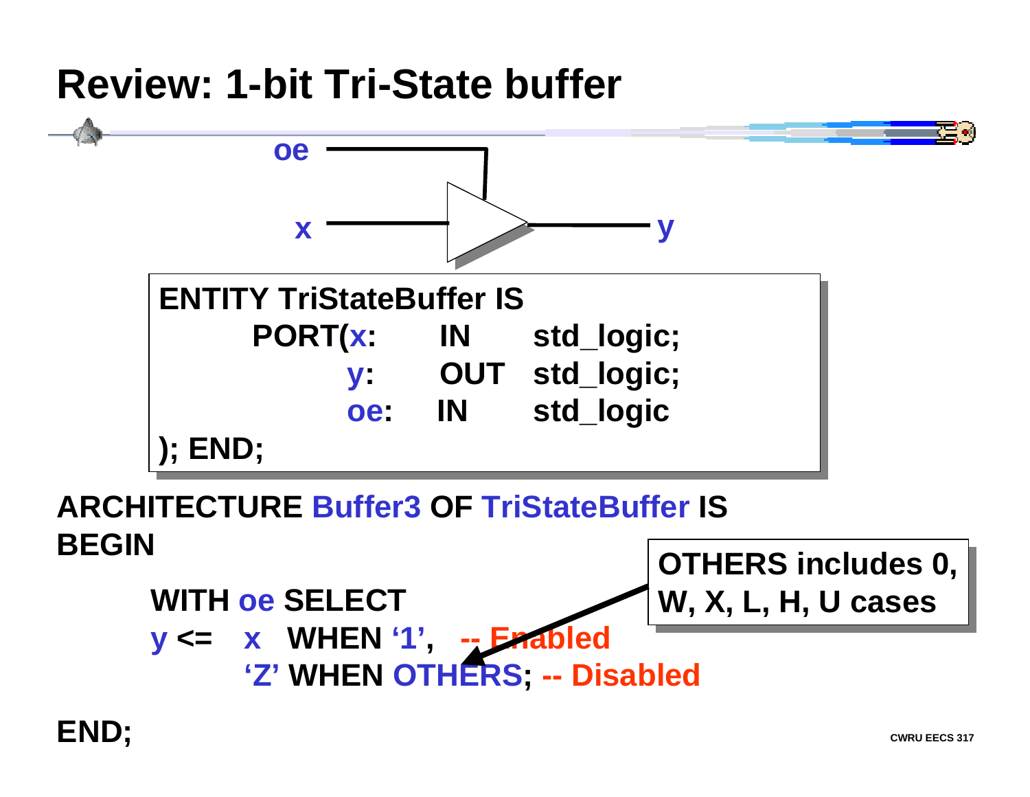# Review: 1-bit Tri-State buffer

oe

x

y

```
ENTITY TriStateBuffer IS
        PORT(x:     IN      std_logic;
             y:     OUT     std_logic;
             oe:    IN      std_logic
); END;
```

```
ARCHITECTURE Buffer3 OF TriStateBuffer IS
BEGIN
        WITH oe SELECT
        y <=    x   WHEN '1',   -- Enabled
                'Z' WHEN OTHERS; -- Disabled
END;
```

OTHERS includes 0, W, X, L, H, U cases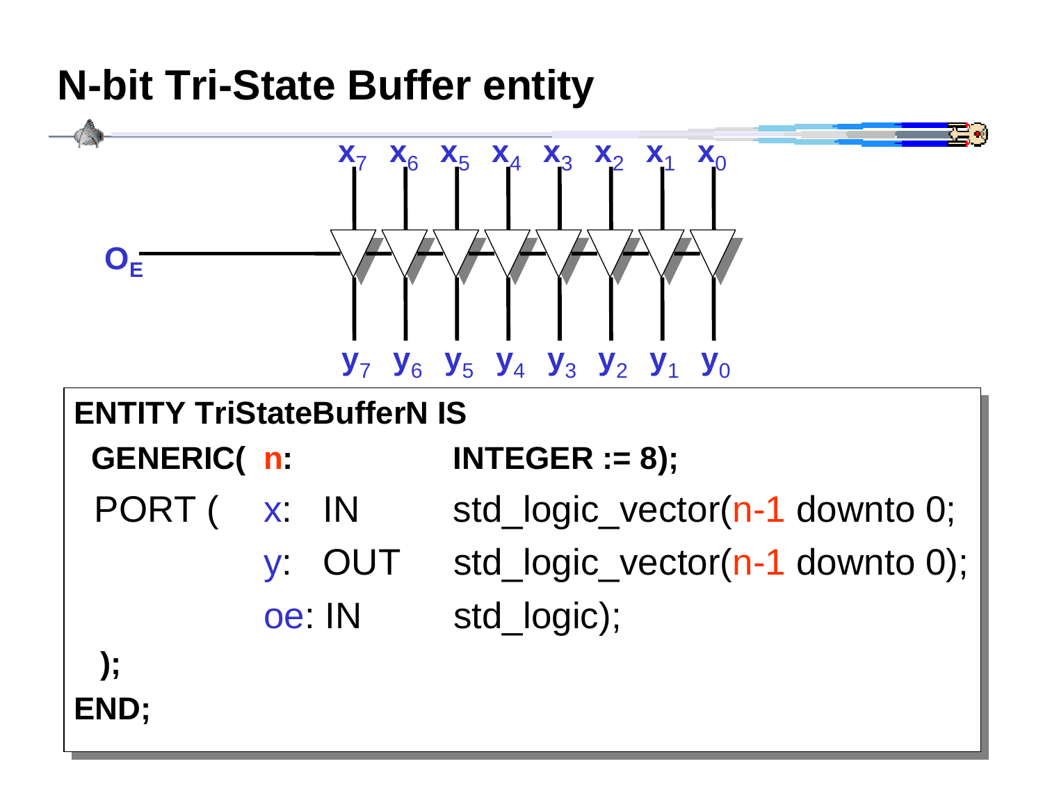# N-bit Tri-State Buffer entity

$x_7$ $x_6$ $x_5$ $x_4$ $x_3$ $x_2$ $x_1$ $x_0$

$O_E$

$y_7$ $y_6$ $y_5$ $y_4$ $y_3$ $y_2$ $y_1$ $y_0$

```
ENTITY TriStateBufferN IS
  GENERIC( n:             INTEGER := 8);
  PORT (   x:   IN        std_logic_vector(n-1 downto 0;
           y:   OUT       std_logic_vector(n-1 downto 0);
           oe: IN         std_logic);
  );
END;
```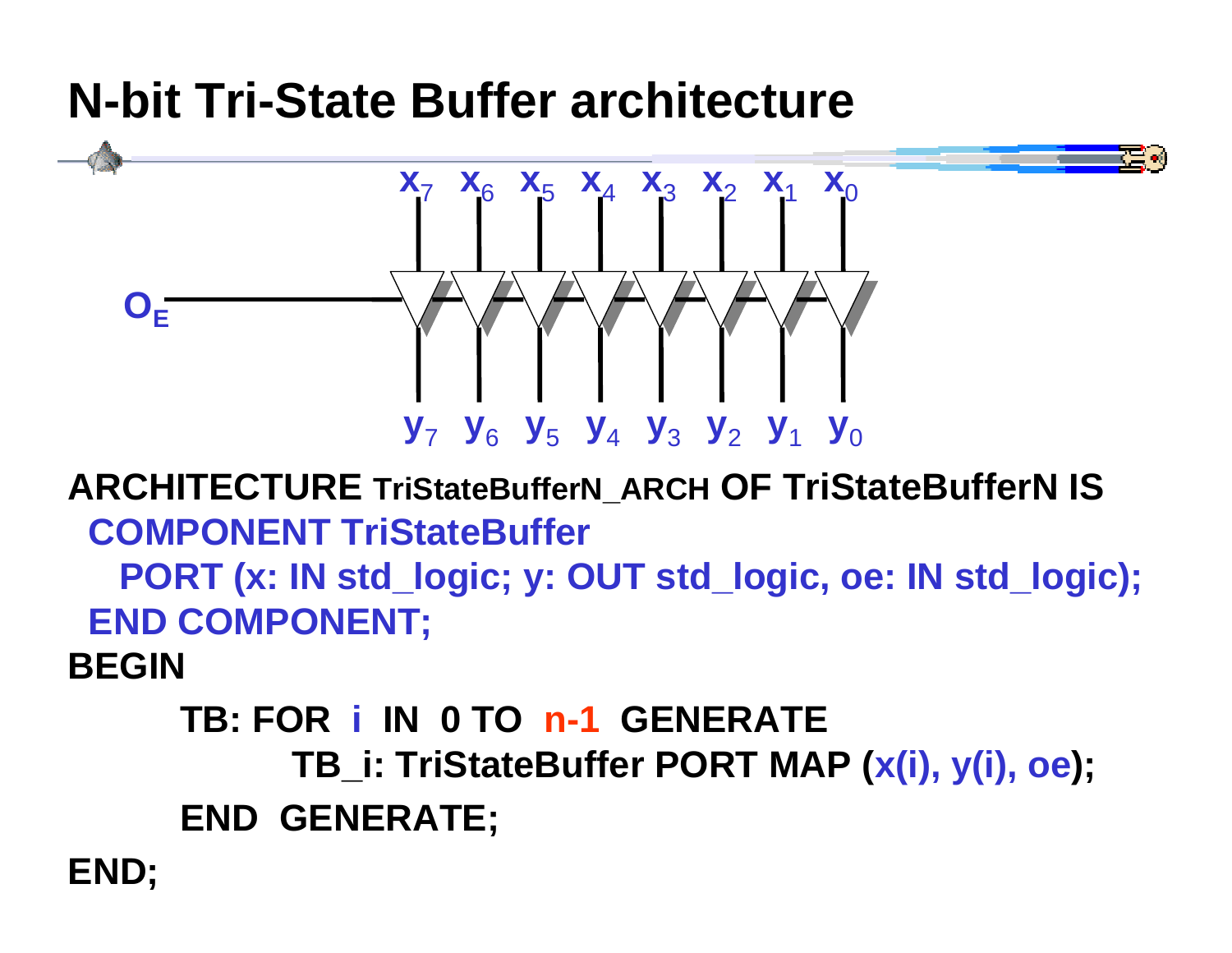# N-bit Tri-State Buffer architecture

$x_7$ $x_6$ $x_5$ $x_4$ $x_3$ $x_2$ $x_1$ $x_0$

$O_E$

$y_7$ $y_6$ $y_5$ $y_4$ $y_3$ $y_2$ $y_1$ $y_0$

```
ARCHITECTURE TriStateBufferN_ARCH OF TriStateBufferN IS
 COMPONENT TriStateBuffer
   PORT (x: IN std_logic; y: OUT std_logic, oe: IN std_logic);
 END COMPONENT;
BEGIN
      TB: FOR i IN 0 TO n-1 GENERATE
            TB_i: TriStateBuffer PORT MAP (x(i), y(i), oe);
      END GENERATE;
END;
```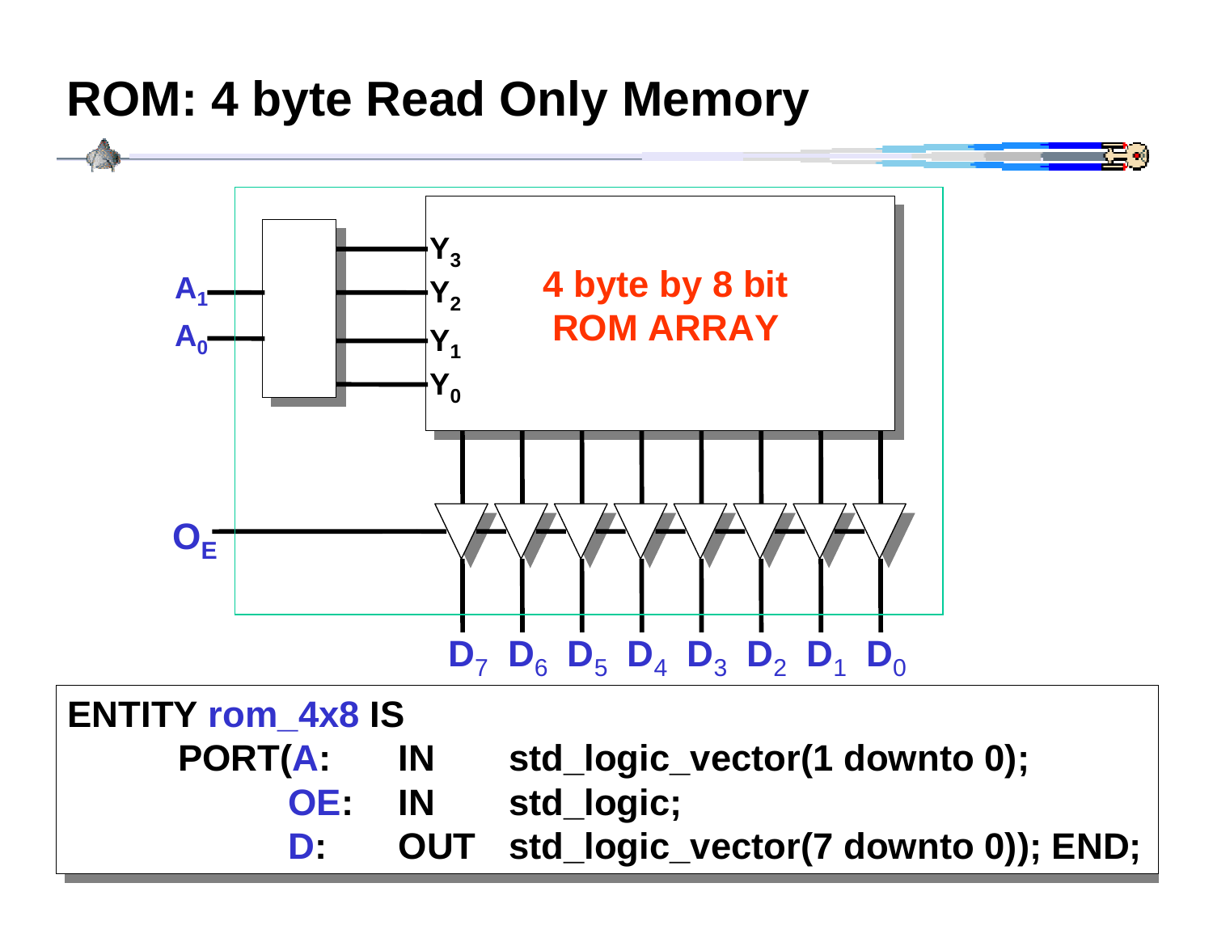# ROM: 4 byte Read Only Memory

$A_1$ $A_0$ $Y_3$ $Y_2$ $Y_1$ $Y_0$

4 byte by 8 bit
ROM ARRAY

$O_E$

$D_7$ $D_6$ $D_5$ $D_4$ $D_3$ $D_2$ $D_1$ $D_0$

```
ENTITY rom_4x8 IS
    PORT(A:   IN    std_logic_vector(1 downto 0);
         OE:  IN    std_logic;
         D:   OUT   std_logic_vector(7 downto 0)); END;
```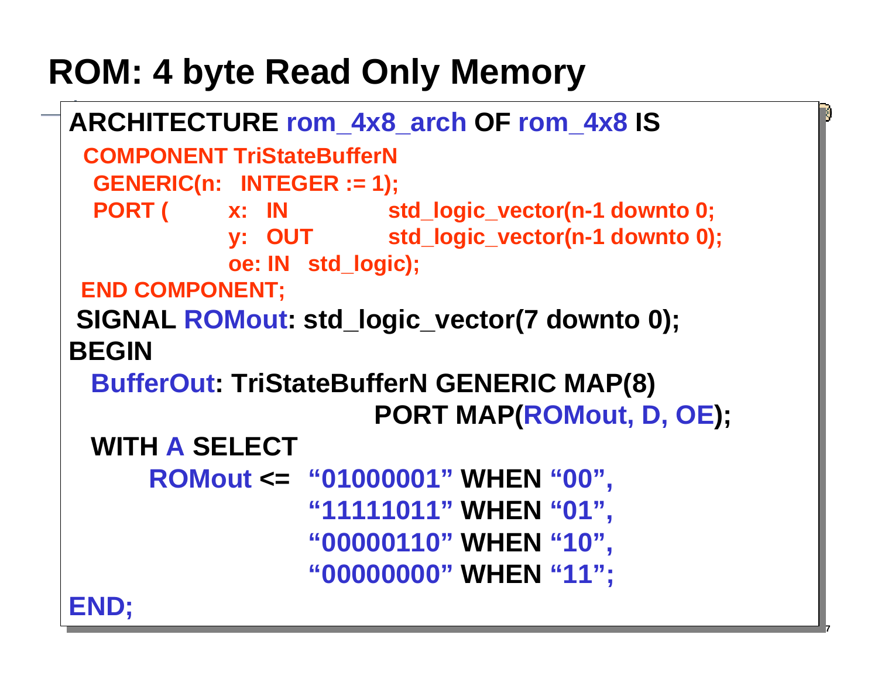# ROM: 4 byte Read Only Memory

```
ARCHITECTURE rom_4x8_arch OF rom_4x8 IS
  COMPONENT TriStateBufferN
   GENERIC(n:   INTEGER := 1);
   PORT (        x:  IN          std_logic_vector(n-1 downto 0;
                 y:  OUT         std_logic_vector(n-1 downto 0);
                 oe: IN  std_logic);
 END COMPONENT;
 SIGNAL ROMout: std_logic_vector(7 downto 0);
BEGIN
  BufferOut: TriStateBufferN GENERIC MAP(8)
                             PORT MAP(ROMout, D, OE);
  WITH A SELECT
       ROMout <=  "01000001" WHEN "00",
                  "11111011" WHEN "01",
                  "00000110" WHEN "10",
                  "00000000" WHEN "11";
END;
```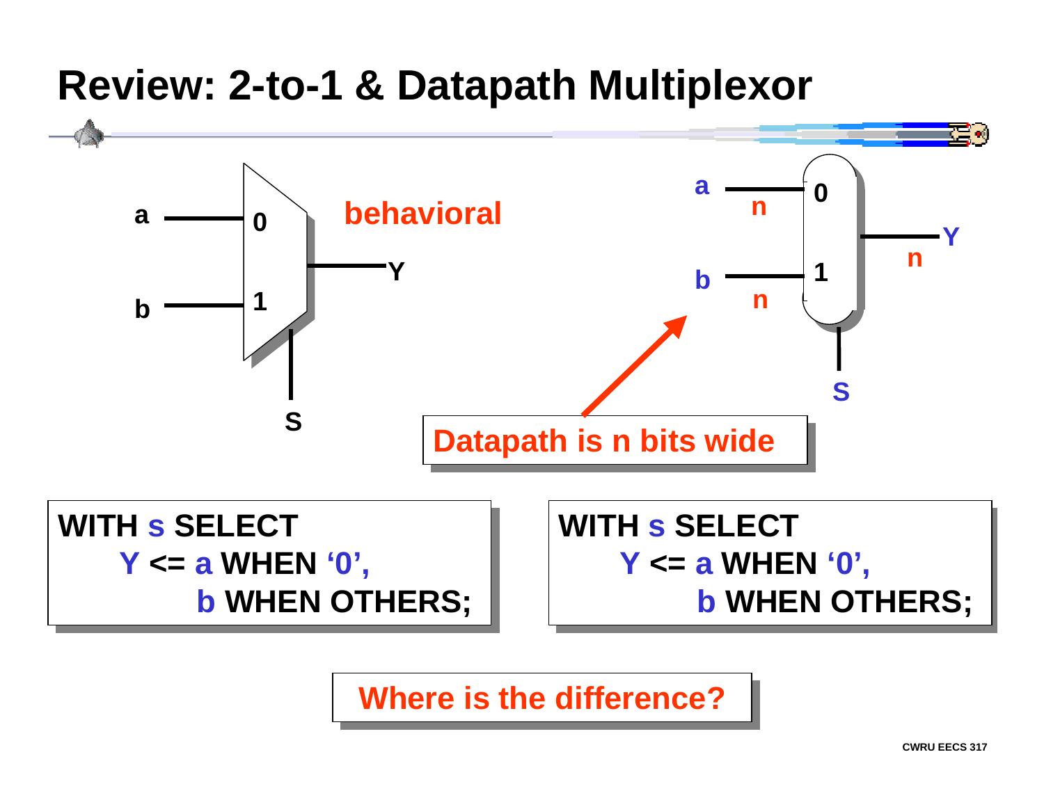# Review: 2-to-1 & Datapath Multiplexor

a — 0, b — 1, Y, S

behavioral

a (n) — 0, b (n) — 1, Y (n), S

Datapath is n bits wide

```
WITH s SELECT
    Y <= a WHEN '0',
         b WHEN OTHERS;
```

```
WITH s SELECT
    Y <= a WHEN '0',
         b WHEN OTHERS;
```

Where is the difference?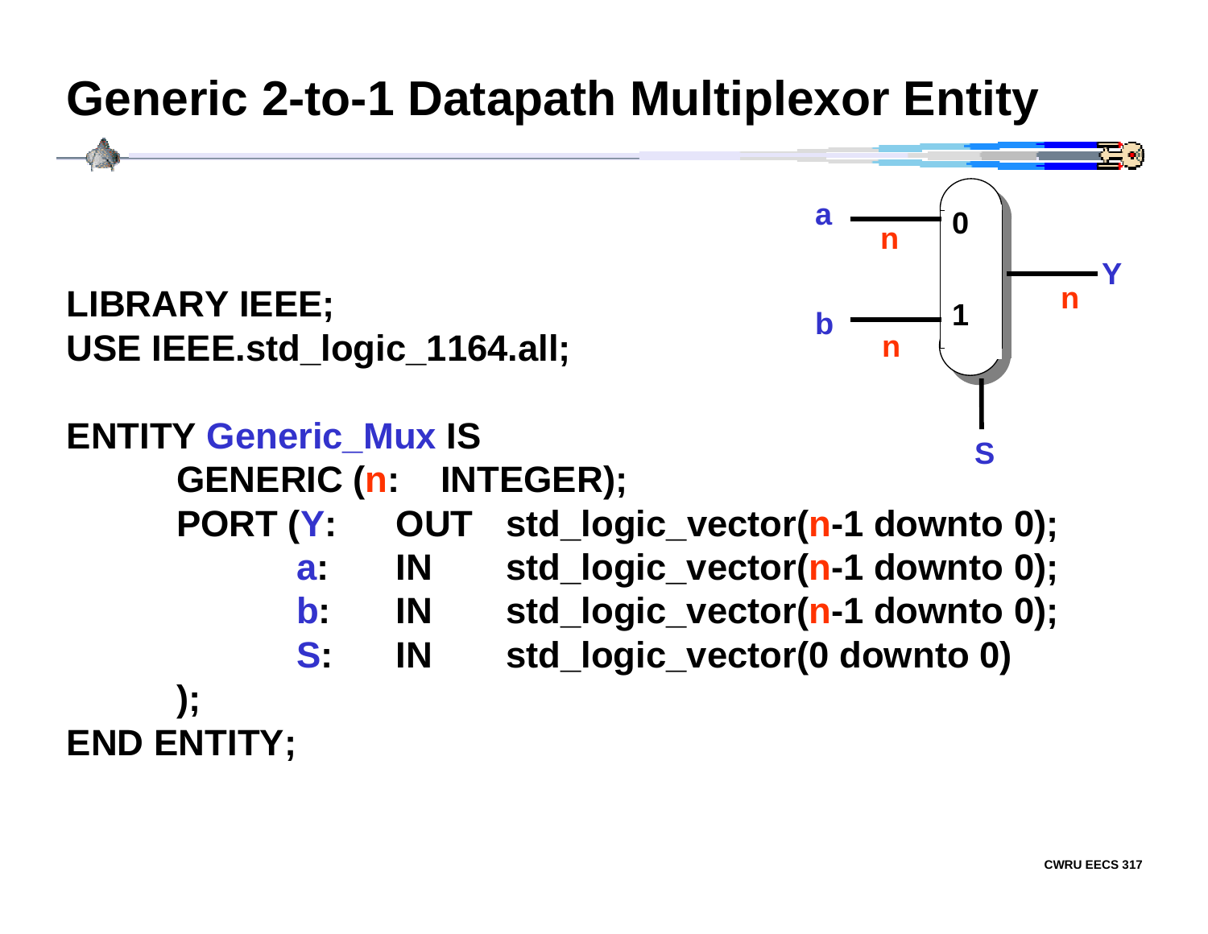# Generic 2-to-1 Datapath Multiplexor Entity

```
LIBRARY IEEE;
USE IEEE.std_logic_1164.all;

ENTITY Generic_Mux IS
      GENERIC (n:   INTEGER);
      PORT (Y:      OUT   std_logic_vector(n-1 downto 0);
            a:      IN    std_logic_vector(n-1 downto 0);
            b:      IN    std_logic_vector(n-1 downto 0);
            S:      IN    std_logic_vector(0 downto 0)
      );
END ENTITY;
```

a — n — 0
b — n — 1
Y — n
S

CWRU EECS 317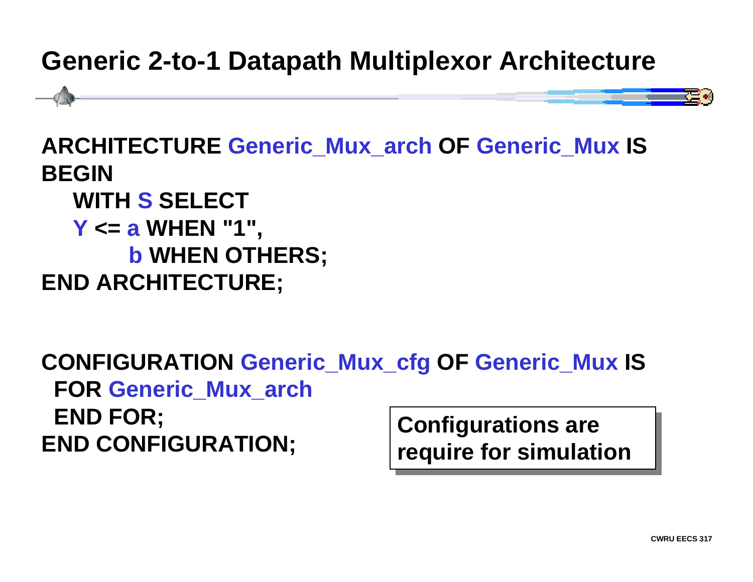# Generic 2-to-1 Datapath Multiplexor Architecture

```
ARCHITECTURE Generic_Mux_arch OF Generic_Mux IS
BEGIN
   WITH S SELECT
   Y <= a WHEN "1",
        b WHEN OTHERS;
END ARCHITECTURE;
```

```
CONFIGURATION Generic_Mux_cfg OF Generic_Mux IS
  FOR Generic_Mux_arch
  END FOR;
END CONFIGURATION;
```

**Configurations are require for simulation**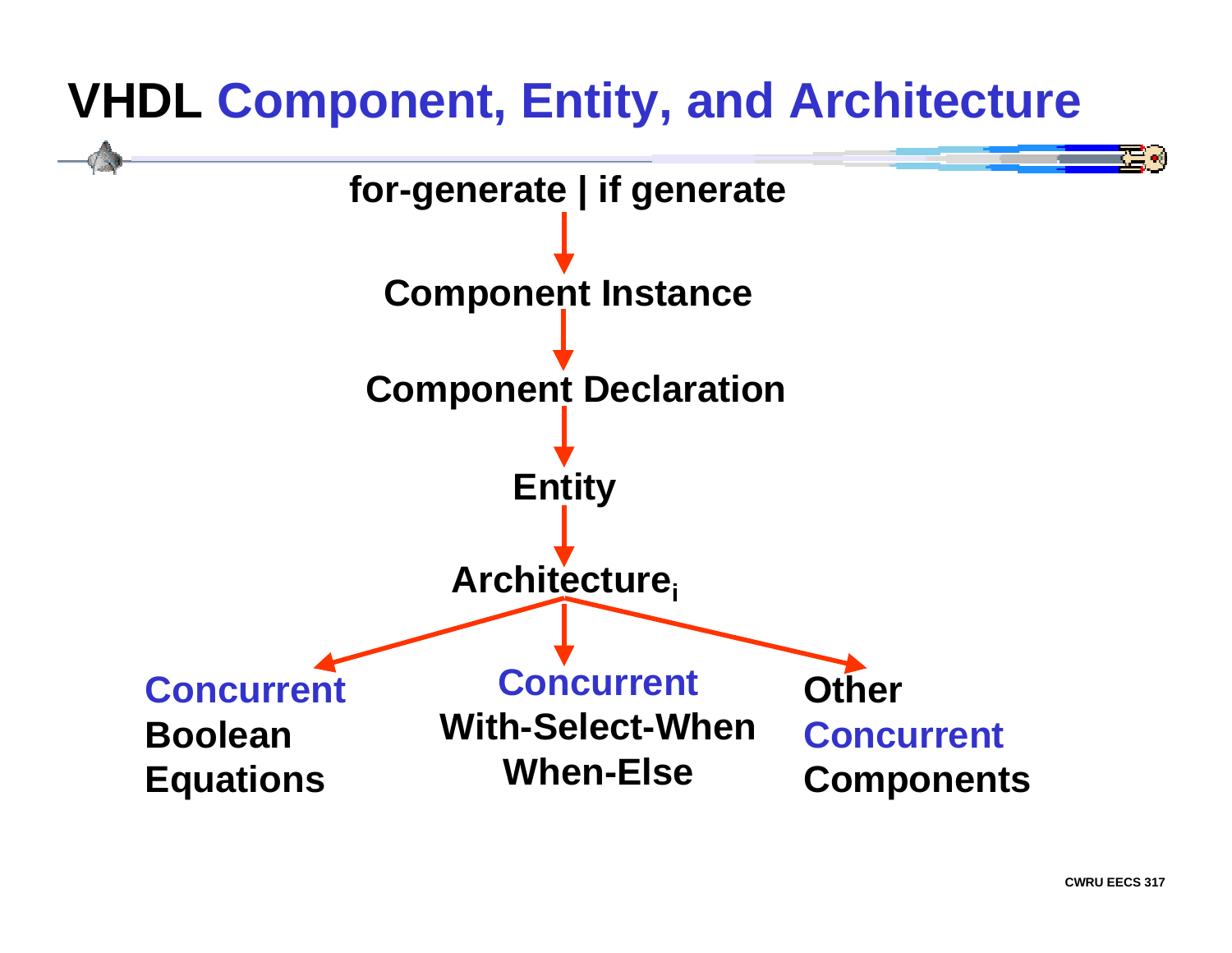# VHDL Component, Entity, and Architecture

**for-generate | if generate**

↓

**Component Instance**

↓

**Component Declaration**

↓

**Entity**

↓

**Architecture$_i$**

↓

- **Concurrent Boolean Equations**
- **Concurrent With-Select-When When-Else**
- **Other Concurrent Components**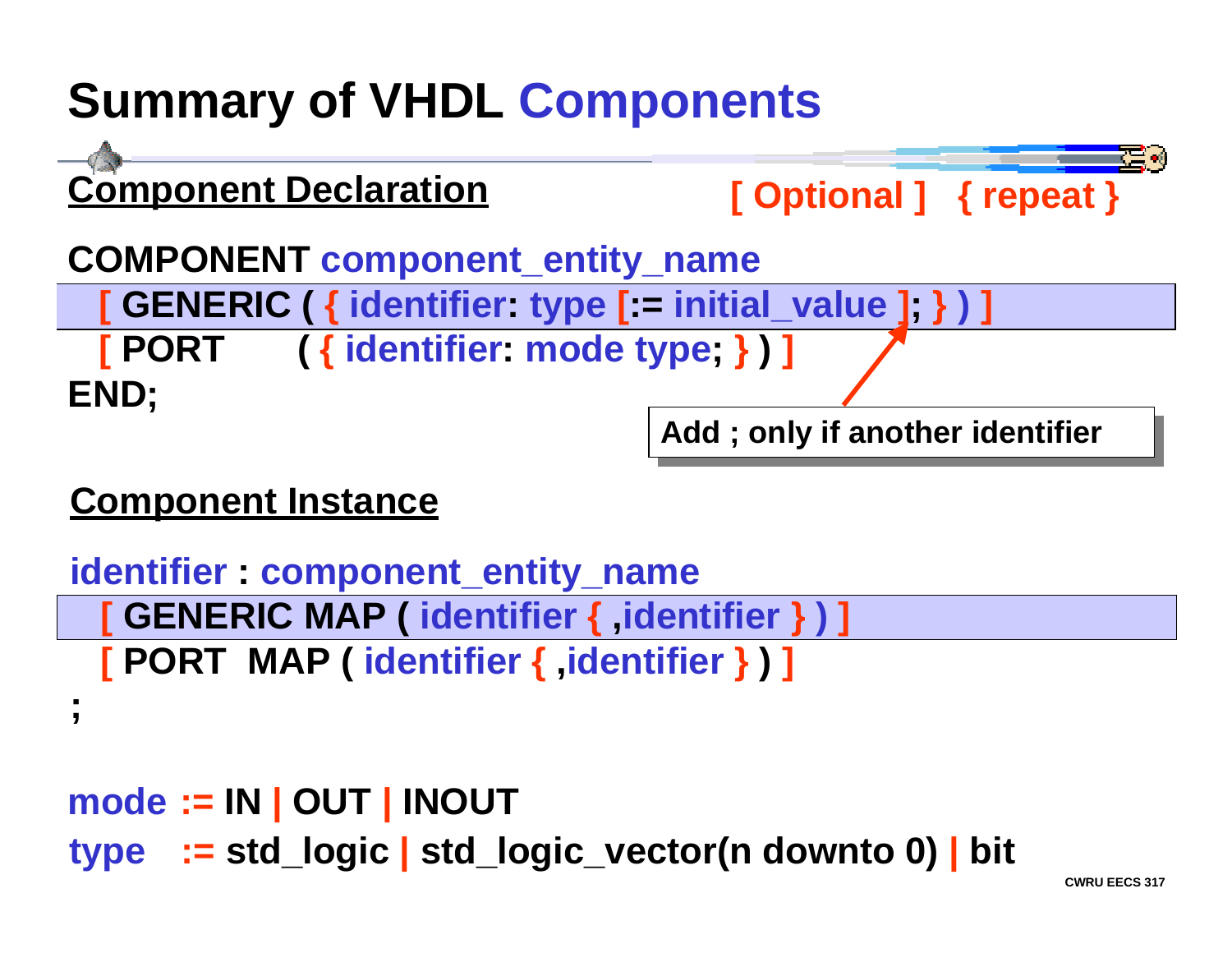# Summary of VHDL Components

**Component Declaration**

[ Optional ] { repeat }

```
COMPONENT component_entity_name
  [ GENERIC ( { identifier: type [:= initial_value ]; } ) ]
  [ PORT    ( { identifier: mode type; } ) ]
END;
```

Add ; only if another identifier

**Component Instance**

```
identifier : component_entity_name
  [ GENERIC MAP ( identifier { ,identifier } ) ]
  [ PORT  MAP ( identifier { ,identifier } ) ]
;
```

```
mode := IN | OUT | INOUT
type := std_logic | std_logic_vector(n downto 0) | bit
```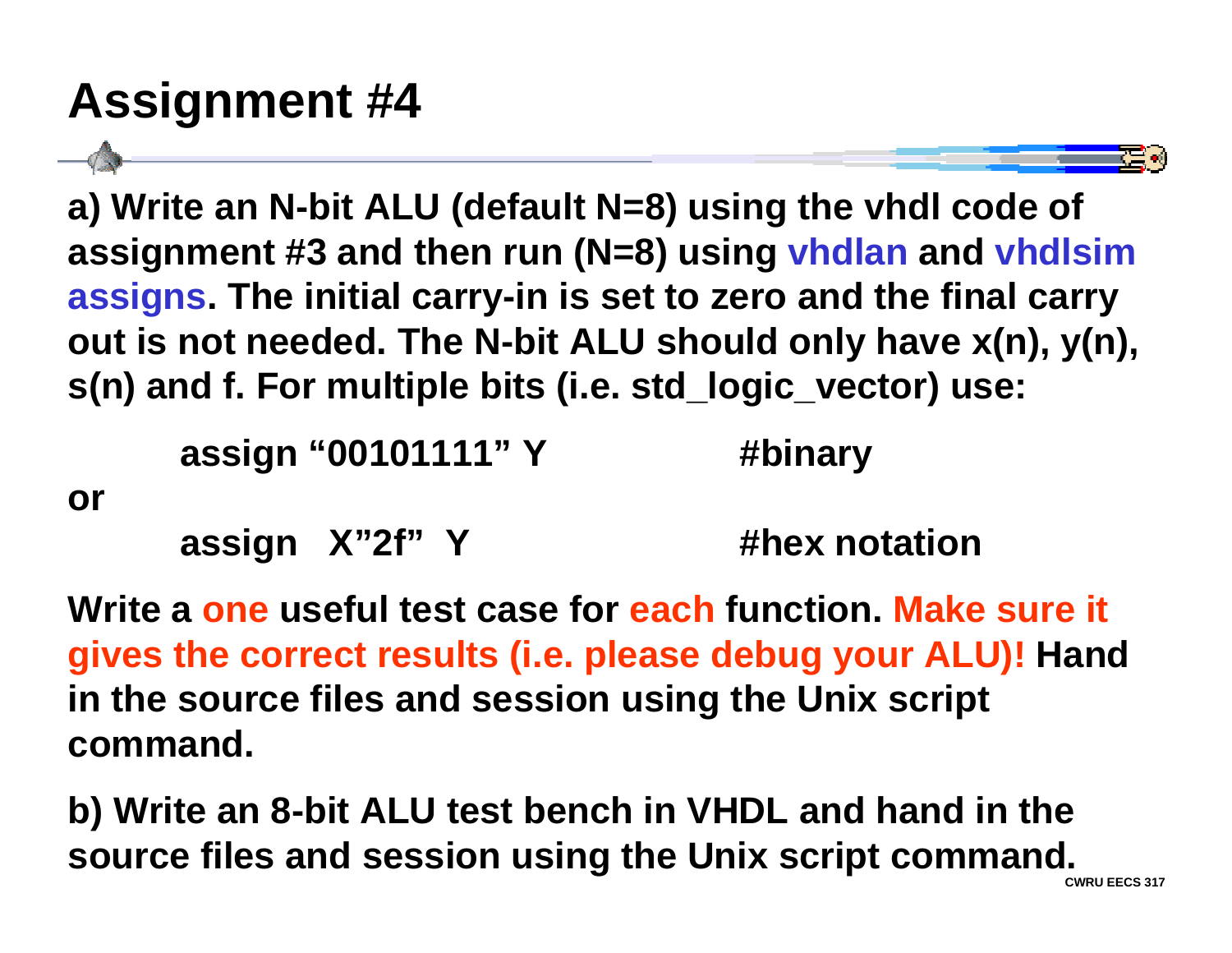# Assignment #4

**a) Write an N-bit ALU (default N=8) using the vhdl code of assignment #3 and then run (N=8) using vhdlan and vhdlsim assigns. The initial carry-in is set to zero and the final carry out is not needed. The N-bit ALU should only have x(n), y(n), s(n) and f. For multiple bits (i.e. std_logic_vector) use:**

```
assign "00101111" Y          #binary
```

**or**

```
assign   X"2f"  Y            #hex notation
```

**Write a one useful test case for each function. Make sure it gives the correct results (i.e. please debug your ALU)! Hand in the source files and session using the Unix script command.**

**b) Write an 8-bit ALU test bench in VHDL and hand in the source files and session using the Unix script command.**